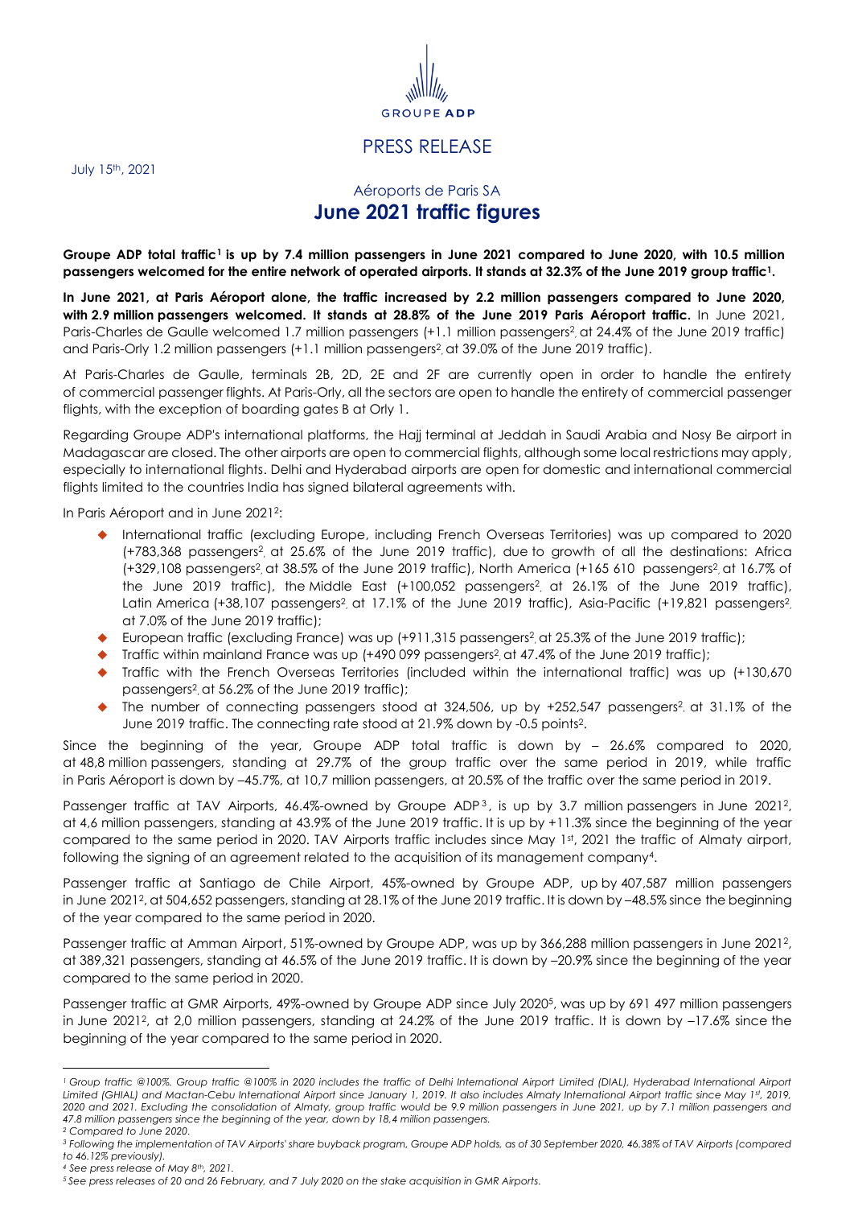GROUPE ADP

PRESS RELEASE

July 15th, 2021

## Aéroports de Paris SA

# June 2021 traffic figures

**Groupe ADP total traffic[1] is up by 7.4 million passengers in June 2021 compared to June 2020, with 10.5 million passengers welcomed for the entire network of operated airports. It stands at 32.3% of the June 2019 group traffic[1].**

**In June 2021, at Paris Aéroport alone, the traffic increased by 2.2 million passengers compared to June 2020, with 2.9 million passengers welcomed. It stands at 28.8% of the June 2019 Paris Aéroport traffic.** In June 2021, Paris-Charles de Gaulle welcomed 1.7 million passengers (+1.1 million passengers[2], at 24.4% of the June 2019 traffic) and Paris-Orly 1.2 million passengers (+1.1 million passengers[2], at 39.0% of the June 2019 traffic).

At Paris-Charles de Gaulle, terminals 2B, 2D, 2E and 2F are currently open in order to handle the entirety of commercial passenger flights. At Paris-Orly, all the sectors are open to handle the entirety of commercial passenger flights, with the exception of boarding gates B at Orly 1.

Regarding Groupe ADP's international platforms, the Hajj terminal at Jeddah in Saudi Arabia and Nosy Be airport in Madagascar are closed. The other airports are open to commercial flights, although some local restrictions may apply, especially to international flights. Delhi and Hyderabad airports are open for domestic and international commercial flights limited to the countries India has signed bilateral agreements with.

In Paris Aéroport and in June 2021[2]:

- International traffic (excluding Europe, including French Overseas Territories) was up compared to 2020 (+783,368 passengers[2], at 25.6% of the June 2019 traffic), due to growth of all the destinations: Africa (+329,108 passengers[2], at 38.5% of the June 2019 traffic), North America (+165 610 passengers[2], at 16.7% of the June 2019 traffic), the Middle East (+100,052 passengers[2], at 26.1% of the June 2019 traffic), Latin America (+38,107 passengers[2], at 17.1% of the June 2019 traffic), Asia-Pacific (+19,821 passengers[2], at 7.0% of the June 2019 traffic);
- European traffic (excluding France) was up (+911,315 passengers[2], at 25.3% of the June 2019 traffic);
- Traffic within mainland France was up (+490 099 passengers[2], at 47.4% of the June 2019 traffic);
- Traffic with the French Overseas Territories (included within the international traffic) was up (+130,670 passengers[2], at 56.2% of the June 2019 traffic);
- The number of connecting passengers stood at 324,506, up by +252,547 passengers[2], at 31.1% of the June 2019 traffic. The connecting rate stood at 21.9% down by -0.5 points[2].

Since the beginning of the year, Groupe ADP total traffic is down by – 26.6% compared to 2020, at 48,8 million passengers, standing at 29.7% of the group traffic over the same period in 2019, while traffic in Paris Aéroport is down by –45.7%, at 10,7 million passengers, at 20.5% of the traffic over the same period in 2019.

Passenger traffic at TAV Airports, 46.4%-owned by Groupe ADP[3], is up by 3.7 million passengers in June 2021[2], at 4,6 million passengers, standing at 43.9% of the June 2019 traffic. It is up by +11.3% since the beginning of the year compared to the same period in 2020. TAV Airports traffic includes since May 1st, 2021 the traffic of Almaty airport, following the signing of an agreement related to the acquisition of its management company[4].

Passenger traffic at Santiago de Chile Airport, 45%-owned by Groupe ADP, up by 407,587 million passengers in June 2021[2], at 504,652 passengers, standing at 28.1% of the June 2019 traffic. It is down by –48.5% since the beginning of the year compared to the same period in 2020.

Passenger traffic at Amman Airport, 51%-owned by Groupe ADP, was up by 366,288 million passengers in June 2021[2], at 389,321 passengers, standing at 46.5% of the June 2019 traffic. It is down by –20.9% since the beginning of the year compared to the same period in 2020.

Passenger traffic at GMR Airports, 49%-owned by Groupe ADP since July 2020[5], was up by 691 497 million passengers in June 2021[2], at 2,0 million passengers, standing at 24.2% of the June 2019 traffic. It is down by –17.6% since the beginning of the year compared to the same period in 2020.

---

*[1] Group traffic @100%. Group traffic @100% in 2020 includes the traffic of Delhi International Airport Limited (DIAL), Hyderabad International Airport Limited (GHIAL) and Mactan-Cebu International Airport since January 1, 2019. It also includes Almaty International Airport traffic since May 1st, 2019, 2020 and 2021. Excluding the consolidation of Almaty, group traffic would be 9.9 million passengers in June 2021, up by 7.1 million passengers and 47.8 million passengers since the beginning of the year, down by 18,4 million passengers.*

*[2] Compared to June 2020.*

*[3] Following the implementation of TAV Airports' share buyback program, Groupe ADP holds, as of 30 September 2020, 46.38% of TAV Airports (compared to 46.12% previously).*

*[4] See press release of May 8th, 2021.*

*[5] See press releases of 20 and 26 February, and 7 July 2020 on the stake acquisition in GMR Airports.*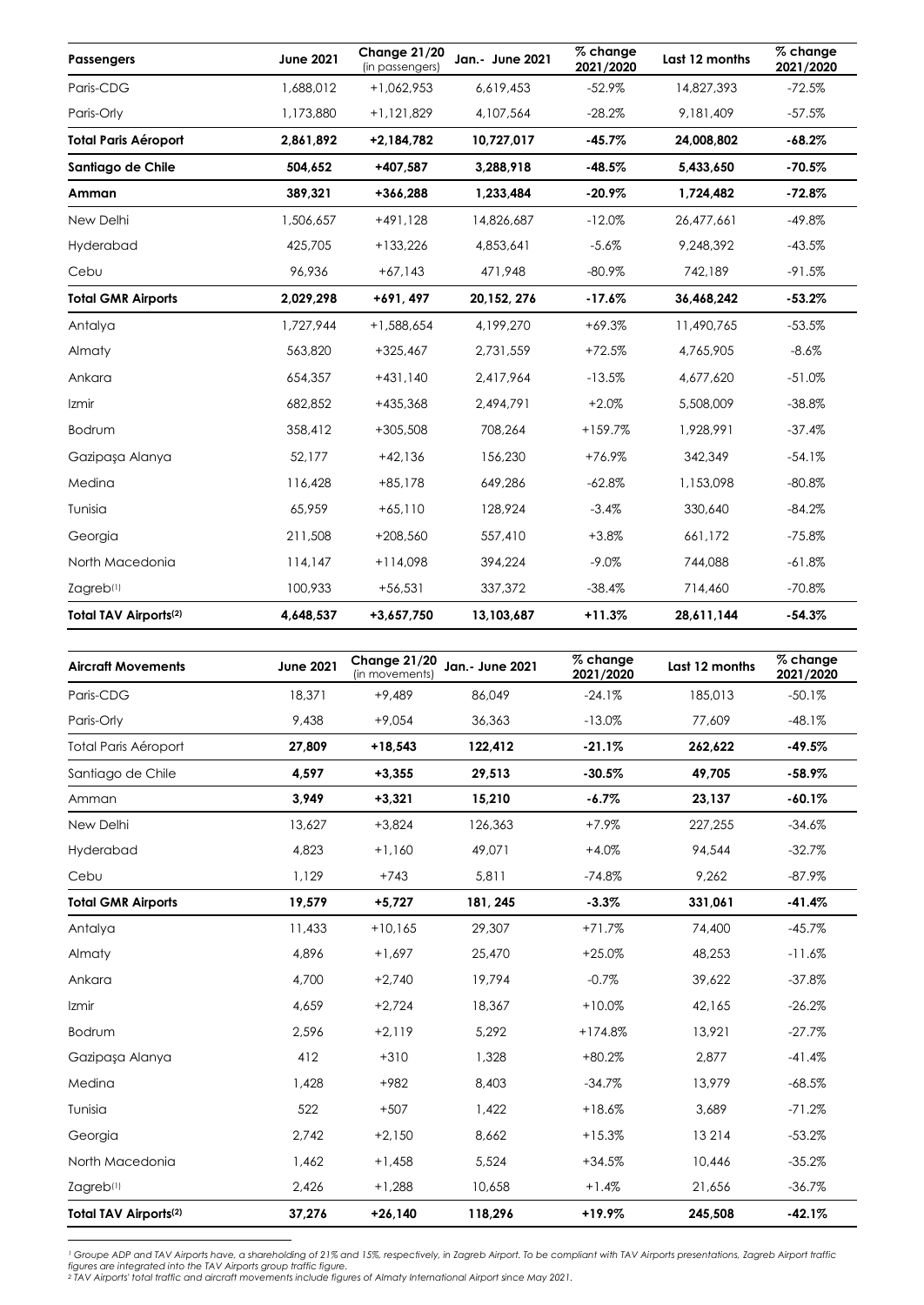| **Passengers** | **June 2021** | **Change 21/20** (in passengers) | **Jan.- June 2021** | **% change 2021/2020** | **Last 12 months** | **% change 2021/2020** |
|---|---|---|---|---|---|---|
| Paris-CDG | 1,688,012 | +1,062,953 | 6,619,453 | -52.9% | 14,827,393 | -72.5% |
| Paris-Orly | 1,173,880 | +1,121,829 | 4,107,564 | -28.2% | 9,181,409 | -57.5% |
| **Total Paris Aéroport** | **2,861,892** | **+2,184,782** | **10,727,017** | **-45.7%** | **24,008,802** | **-68.2%** |
| **Santiago de Chile** | **504,652** | **+407,587** | **3,288,918** | **-48.5%** | **5,433,650** | **-70.5%** |
| **Amman** | **389,321** | **+366,288** | **1,233,484** | **-20.9%** | **1,724,482** | **-72.8%** |
| New Delhi | 1,506,657 | +491,128 | 14,826,687 | -12.0% | 26,477,661 | -49.8% |
| Hyderabad | 425,705 | +133,226 | 4,853,641 | -5.6% | 9,248,392 | -43.5% |
| Cebu | 96,936 | +67,143 | 471,948 | -80.9% | 742,189 | -91.5% |
| **Total GMR Airports** | **2,029,298** | **+691, 497** | **20,152, 276** | **-17.6%** | **36,468,242** | **-53.2%** |
| Antalya | 1,727,944 | +1,588,654 | 4,199,270 | +69.3% | 11,490,765 | -53.5% |
| Almaty | 563,820 | +325,467 | 2,731,559 | +72.5% | 4,765,905 | -8.6% |
| Ankara | 654,357 | +431,140 | 2,417,964 | -13.5% | 4,677,620 | -51.0% |
| Izmir | 682,852 | +435,368 | 2,494,791 | +2.0% | 5,508,009 | -38.8% |
| Bodrum | 358,412 | +305,508 | 708,264 | +159.7% | 1,928,991 | -37.4% |
| Gazipaşa Alanya | 52,177 | +42,136 | 156,230 | +76.9% | 342,349 | -54.1% |
| Medina | 116,428 | +85,178 | 649,286 | -62.8% | 1,153,098 | -80.8% |
| Tunisia | 65,959 | +65,110 | 128,924 | -3.4% | 330,640 | -84.2% |
| Georgia | 211,508 | +208,560 | 557,410 | +3.8% | 661,172 | -75.8% |
| North Macedonia | 114,147 | +114,098 | 394,224 | -9.0% | 744,088 | -61.8% |
| Zagreb[1] | 100,933 | +56,531 | 337,372 | -38.4% | 714,460 | -70.8% |
| **Total TAV Airports[2]** | **4,648,537** | **+3,657,750** | **13,103,687** | **+11.3%** | **28,611,144** | **-54.3%** |

| **Aircraft Movements** | **June 2021** | **Change 21/20** (in movements) | **Jan.- June 2021** | **% change 2021/2020** | **Last 12 months** | **% change 2021/2020** |
|---|---|---|---|---|---|---|
| Paris-CDG | 18,371 | +9,489 | 86,049 | -24.1% | 185,013 | -50.1% |
| Paris-Orly | 9,438 | +9,054 | 36,363 | -13.0% | 77,609 | -48.1% |
| Total Paris Aéroport | **27,809** | **+18,543** | **122,412** | **-21.1%** | **262,622** | **-49.5%** |
| Santiago de Chile | **4,597** | **+3,355** | **29,513** | **-30.5%** | **49,705** | **-58.9%** |
| Amman | **3,949** | **+3,321** | **15,210** | **-6.7%** | **23,137** | **-60.1%** |
| New Delhi | 13,627 | +3,824 | 126,363 | +7.9% | 227,255 | -34.6% |
| Hyderabad | 4,823 | +1,160 | 49,071 | +4.0% | 94,544 | -32.7% |
| Cebu | 1,129 | +743 | 5,811 | -74.8% | 9,262 | -87.9% |
| **Total GMR Airports** | **19,579** | **+5,727** | **181, 245** | **-3.3%** | **331,061** | **-41.4%** |
| Antalya | 11,433 | +10,165 | 29,307 | +71.7% | 74,400 | -45.7% |
| Almaty | 4,896 | +1,697 | 25,470 | +25.0% | 48,253 | -11.6% |
| Ankara | 4,700 | +2,740 | 19,794 | -0.7% | 39,622 | -37.8% |
| Izmir | 4,659 | +2,724 | 18,367 | +10.0% | 42,165 | -26.2% |
| Bodrum | 2,596 | +2,119 | 5,292 | +174.8% | 13,921 | -27.7% |
| Gazipaşa Alanya | 412 | +310 | 1,328 | +80.2% | 2,877 | -41.4% |
| Medina | 1,428 | +982 | 8,403 | -34.7% | 13,979 | -68.5% |
| Tunisia | 522 | +507 | 1,422 | +18.6% | 3,689 | -71.2% |
| Georgia | 2,742 | +2,150 | 8,662 | +15.3% | 13 214 | -53.2% |
| North Macedonia | 1,462 | +1,458 | 5,524 | +34.5% | 10,446 | -35.2% |
| Zagreb[1] | 2,426 | +1,288 | 10,658 | +1.4% | 21,656 | -36.7% |
| **Total TAV Airports[2]** | **37,276** | **+26,140** | **118,296** | **+19.9%** | **245,508** | **-42.1%** |

*[1] Groupe ADP and TAV Airports have, a shareholding of 21% and 15%, respectively, in Zagreb Airport. To be compliant with TAV Airports presentations, Zagreb Airport traffic figures are integrated into the TAV Airports group traffic figure.*

*[2] TAV Airports' total traffic and aircraft movements include figures of Almaty International Airport since May 2021.*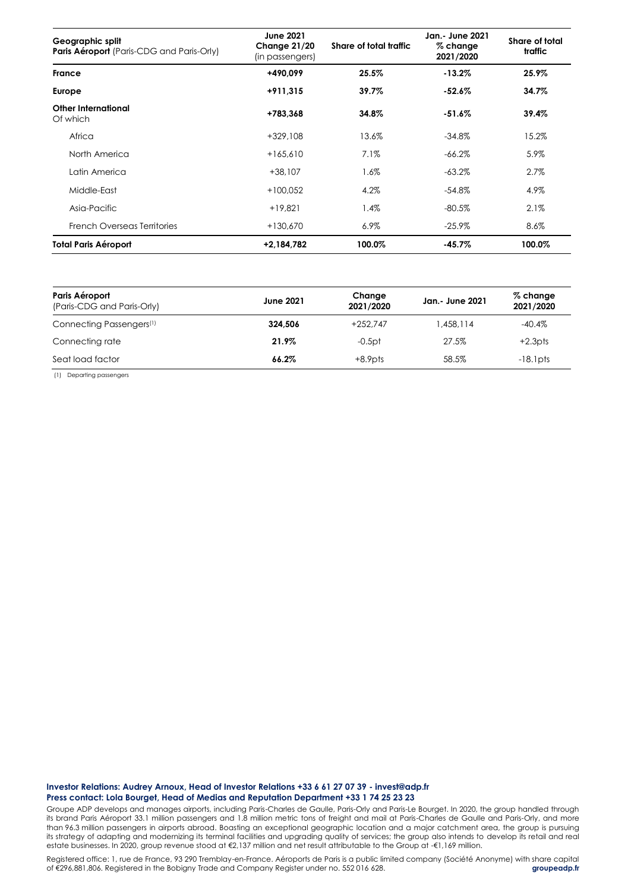| Geographic split **Paris Aéroport** (Paris-CDG and Paris-Orly) | June 2021 Change 21/20 (in passengers) | Share of total traffic | Jan.- June 2021 % change 2021/2020 | Share of total traffic |
|---|---|---|---|---|
| **France** | **+490,099** | **25.5%** | **-13.2%** | **25.9%** |
| **Europe** | **+911,315** | **39.7%** | **-52.6%** | **34.7%** |
| **Other International** Of which | **+783,368** | **34.8%** | **-51.6%** | **39.4%** |
| Africa | +329,108 | 13.6% | -34.8% | 15.2% |
| North America | +165,610 | 7.1% | -66.2% | 5.9% |
| Latin America | +38,107 | 1.6% | -63.2% | 2.7% |
| Middle-East | +100,052 | 4.2% | -54.8% | 4.9% |
| Asia-Pacific | +19,821 | 1.4% | -80.5% | 2.1% |
| French Overseas Territories | +130,670 | 6.9% | -25.9% | 8.6% |
| **Total Paris Aéroport** | **+2,184,782** | **100.0%** | **-45.7%** | **100.0%** |

| **Paris Aéroport** (Paris-CDG and Paris-Orly) | June 2021 | Change 2021/2020 | Jan.- June 2021 | % change 2021/2020 |
|---|---|---|---|---|
| Connecting Passengers[(1)] | **324,506** | +252,747 | 1,458,114 | -40.4% |
| Connecting rate | **21.9%** | -0.5pt | 27.5% | +2.3pts |
| Seat load factor | **66.2%** | +8.9pts | 58.5% | -18.1pts |

(1) Departing passengers

**Investor Relations: Audrey Arnoux, Head of Investor Relations +33 6 61 27 07 39 - invest@adp.fr**
**Press contact: Lola Bourget, Head of Medias and Reputation Department +33 1 74 25 23 23**

Groupe ADP develops and manages airports, including Paris-Charles de Gaulle, Paris-Orly and Paris-Le Bourget. In 2020, the group handled through its brand Paris Aéroport 33.1 million passengers and 1.8 million metric tons of freight and mail at Paris-Charles de Gaulle and Paris-Orly, and more than 96.3 million passengers in airports abroad. Boasting an exceptional geographic location and a major catchment area, the group is pursuing its strategy of adapting and modernizing its terminal facilities and upgrading quality of services; the group also intends to develop its retail and real estate businesses. In 2020, group revenue stood at €2,137 million and net result attributable to the Group at -€1,169 million.

Registered office: 1, rue de France, 93 290 Tremblay-en-France. Aéroports de Paris is a public limited company (Société Anonyme) with share capital of €296,881,806. Registered in the Bobigny Trade and Company Register under no. 552 016 628. **groupeadp.fr**